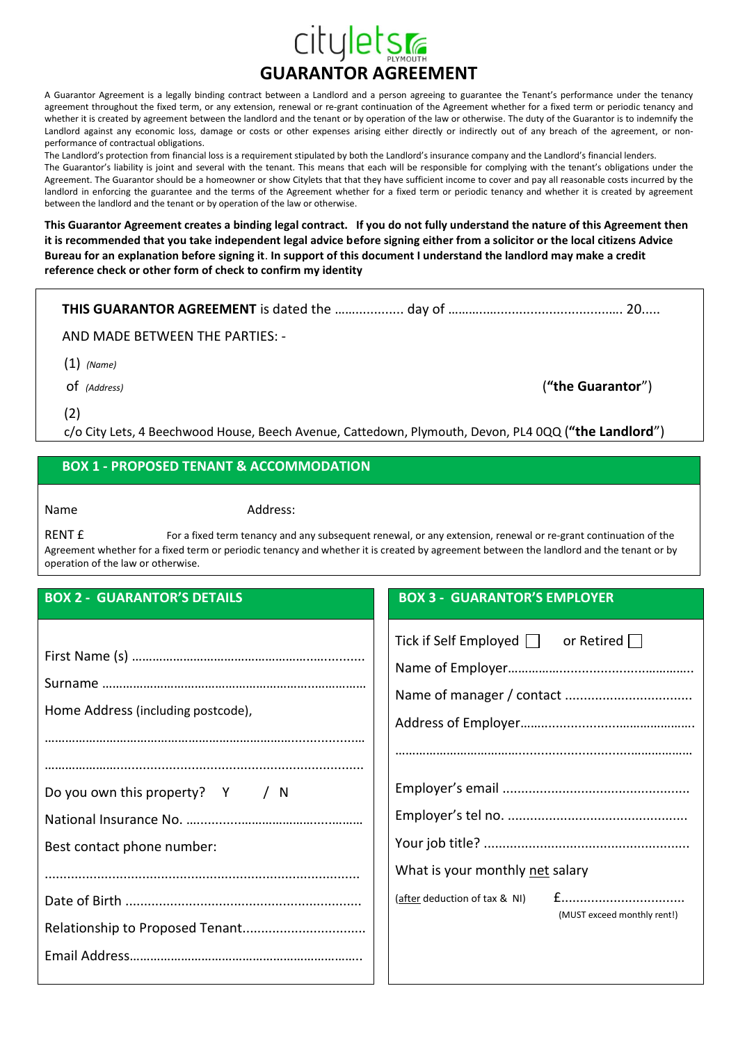citylets PLYMOUTH

# GUARANTOR AGREEMENT

A Guarantor Agreement is a legally binding contract between a Landlord and a person agreeing to guarantee the Tenant's performance under the tenancy agreement throughout the fixed term, or any extension, renewal or re-grant continuation of the Agreement whether for a fixed term or periodic tenancy and whether it is created by agreement between the landlord and the tenant or by operation of the law or otherwise. The duty of the Guarantor is to indemnify the Landlord against any economic loss, damage or costs or other expenses arising either directly or indirectly out of any breach of the agreement, or non-performance of contractual obligations.

The Landlord's protection from financial loss is a requirement stipulated by both the Landlord's insurance company and the Landlord's financial lenders.

The Guarantor's liability is joint and several with the tenant. This means that each will be responsible for complying with the tenant's obligations under the Agreement. The Guarantor should be a homeowner or show Citylets that that they have sufficient income to cover and pay all reasonable costs incurred by the landlord in enforcing the guarantee and the terms of the Agreement whether for a fixed term or periodic tenancy and whether it is created by agreement between the landlord and the tenant or by operation of the law or otherwise.

**This Guarantor Agreement creates a binding legal contract. If you do not fully understand the nature of this Agreement then it is recommended that you take independent legal advice before signing either from a solicitor or the local citizens Advice Bureau for an explanation before signing it**. **In support of this document I understand the landlord may make a credit reference check or other form of check to confirm my identity**

**THIS GUARANTOR AGREEMENT** is dated the ………………. day of ……………………………………… 20.....

AND MADE BETWEEN THE PARTIES: -

(1) *(Name)*

of *(Address)* (**"the Guarantor"**)

(2)

c/o City Lets, 4 Beechwood House, Beech Avenue, Cattedown, Plymouth, Devon, PL4 0QQ (**"the Landlord"**)

## BOX 1 - PROPOSED TENANT & ACCOMMODATION

Name Address:

RENT £ For a fixed term tenancy and any subsequent renewal, or any extension, renewal or re-grant continuation of the Agreement whether for a fixed term or periodic tenancy and whether it is created by agreement between the landlord and the tenant or by operation of the law or otherwise.

## BOX 2 - GUARANTOR'S DETAILS

First Name (s) ……………………………………………………………

Surname ……………………………………………………………………

Home Address (including postcode),

……………………………………………………………………………………

……………………………………………………………………………………

Do you own this property? Y / N

National Insurance No. ……………………………………………

Best contact phone number:

……………………………………………………………………………………

Date of Birth ……………………………………………………………

Relationship to Proposed Tenant…………………………………

Email Address………………………………………………………………

## BOX 3 - GUARANTOR'S EMPLOYER

Tick if Self Employed ☐ or Retired ☐

Name of Employer……………………………………………………

Name of manager / contact ……………………………………

Address of Employer…………………………………………………

……………………………………………………………………………………

Employer's email ……………………………………………………

Employer's tel no. ……………………………………………………

Your job title? …………………………………………………………

What is your monthly net salary

(after deduction of tax & NI) £……………………………

(MUST exceed monthly rent!)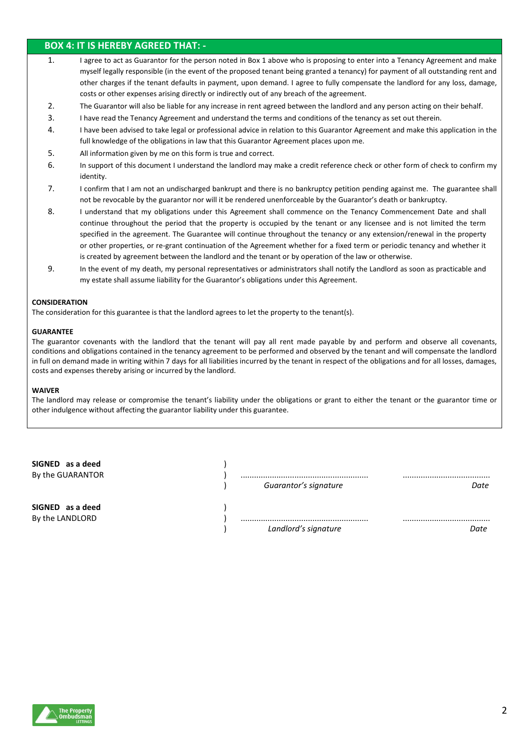## BOX 4: IT IS HEREBY AGREED THAT: -

1. I agree to act as Guarantor for the person noted in Box 1 above who is proposing to enter into a Tenancy Agreement and make myself legally responsible (in the event of the proposed tenant being granted a tenancy) for payment of all outstanding rent and other charges if the tenant defaults in payment, upon demand. I agree to fully compensate the landlord for any loss, damage, costs or other expenses arising directly or indirectly out of any breach of the agreement.
2. The Guarantor will also be liable for any increase in rent agreed between the landlord and any person acting on their behalf.
3. I have read the Tenancy Agreement and understand the terms and conditions of the tenancy as set out therein.
4. I have been advised to take legal or professional advice in relation to this Guarantor Agreement and make this application in the full knowledge of the obligations in law that this Guarantor Agreement places upon me.
5. All information given by me on this form is true and correct.
6. In support of this document I understand the landlord may make a credit reference check or other form of check to confirm my identity.
7. I confirm that I am not an undischarged bankrupt and there is no bankruptcy petition pending against me. The guarantee shall not be revocable by the guarantor nor will it be rendered unenforceable by the Guarantor's death or bankruptcy.
8. I understand that my obligations under this Agreement shall commence on the Tenancy Commencement Date and shall continue throughout the period that the property is occupied by the tenant or any licensee and is not limited the term specified in the agreement. The Guarantee will continue throughout the tenancy or any extension/renewal in the property or other properties, or re-grant continuation of the Agreement whether for a fixed term or periodic tenancy and whether it is created by agreement between the landlord and the tenant or by operation of the law or otherwise.
9. In the event of my death, my personal representatives or administrators shall notify the Landlord as soon as practicable and my estate shall assume liability for the Guarantor's obligations under this Agreement.

**CONSIDERATION**

The consideration for this guarantee is that the landlord agrees to let the property to the tenant(s).

**GUARANTEE**

The guarantor covenants with the landlord that the tenant will pay all rent made payable by and perform and observe all covenants, conditions and obligations contained in the tenancy agreement to be performed and observed by the tenant and will compensate the landlord in full on demand made in writing within 7 days for all liabilities incurred by the tenant in respect of the obligations and for all losses, damages, costs and expenses thereby arising or incurred by the landlord.

**WAIVER**

The landlord may release or compromise the tenant's liability under the obligations or grant to either the tenant or the guarantor time or other indulgence without affecting the guarantor liability under this guarantee.

**SIGNED as a deed**
By the GUARANTOR

........................................................ *Guarantor's signature*

...................................... *Date*

**SIGNED as a deed**
By the LANDLORD

........................................................ *Landlord's signature*

...................................... *Date*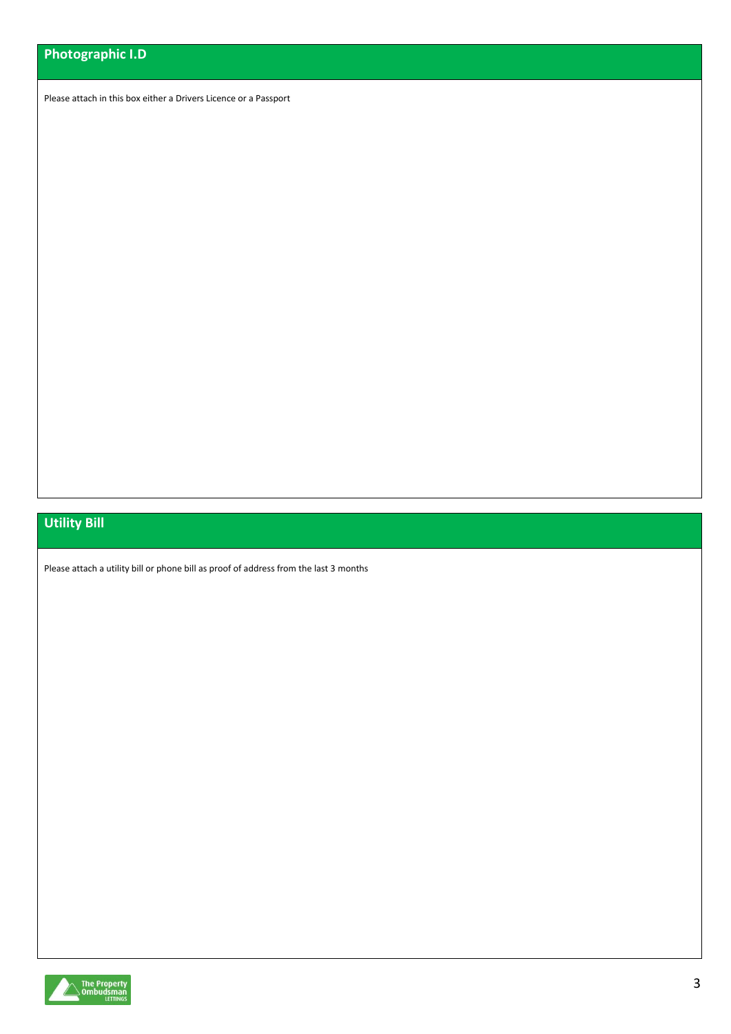## Photographic I.D

Please attach in this box either a Drivers Licence or a Passport

## Utility Bill

Please attach a utility bill or phone bill as proof of address from the last 3 months